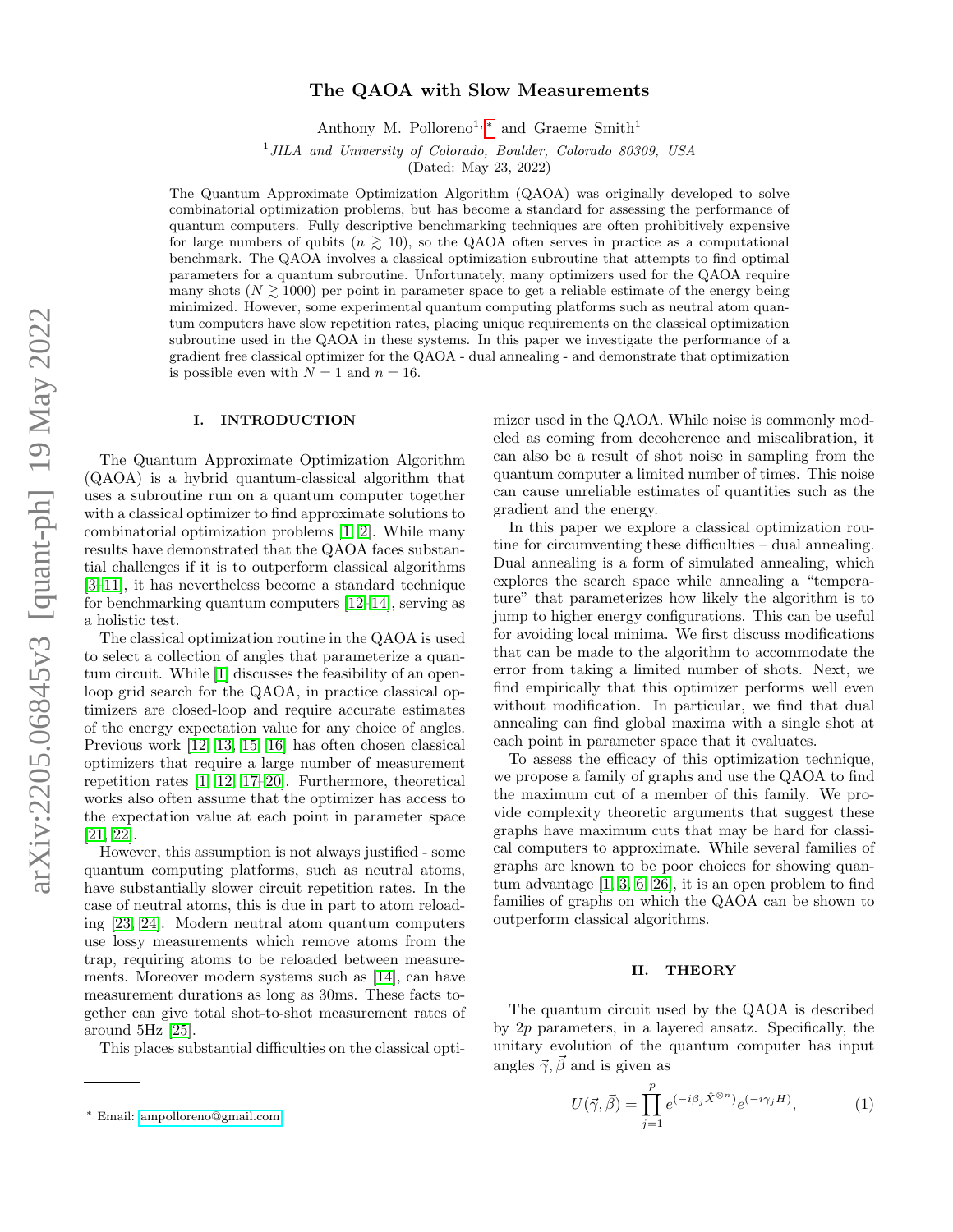# The QAOA with Slow Measurements

Anthony M. Polloreno[1,*] and Graeme Smith[1]

[1] *JILA and University of Colorado, Boulder, Colorado 80309, USA*

(Dated: May 23, 2022)

The Quantum Approximate Optimization Algorithm (QAOA) was originally developed to solve combinatorial optimization problems, but has become a standard for assessing the performance of quantum computers. Fully descriptive benchmarking techniques are often prohibitively expensive for large numbers of qubits ($n \gtrsim 10$), so the QAOA often serves in practice as a computational benchmark. The QAOA involves a classical optimization subroutine that attempts to find optimal parameters for a quantum subroutine. Unfortunately, many optimizers used for the QAOA require many shots ($N \gtrsim 1000$) per point in parameter space to get a reliable estimate of the energy being minimized. However, some experimental quantum computing platforms such as neutral atom quantum computers have slow repetition rates, placing unique requirements on the classical optimization subroutine used in the QAOA in these systems. In this paper we investigate the performance of a gradient free classical optimizer for the QAOA - dual annealing - and demonstrate that optimization is possible even with $N = 1$ and $n = 16$.

## I. INTRODUCTION

The Quantum Approximate Optimization Algorithm (QAOA) is a hybrid quantum-classical algorithm that uses a subroutine run on a quantum computer together with a classical optimizer to find approximate solutions to combinatorial optimization problems [1, 2]. While many results have demonstrated that the QAOA faces substantial challenges if it is to outperform classical algorithms [3–11], it has nevertheless become a standard technique for benchmarking quantum computers [12–14], serving as a holistic test.

The classical optimization routine in the QAOA is used to select a collection of angles that parameterize a quantum circuit. While [1] discusses the feasibility of an open-loop grid search for the QAOA, in practice classical optimizers are closed-loop and require accurate estimates of the energy expectation value for any choice of angles. Previous work [12, 13, 15, 16] has often chosen classical optimizers that require a large number of measurement repetition rates [1, 12, 17–20]. Furthermore, theoretical works also often assume that the optimizer has access to the expectation value at each point in parameter space [21, 22].

However, this assumption is not always justified - some quantum computing platforms, such as neutral atoms, have substantially slower circuit repetition rates. In the case of neutral atoms, this is due in part to atom reloading [23, 24]. Modern neutral atom quantum computers use lossy measurements which remove atoms from the trap, requiring atoms to be reloaded between measurements. Moreover modern systems such as [14], can have measurement durations as long as 30ms. These facts together can give total shot-to-shot measurement rates of around 5Hz [25].

This places substantial difficulties on the classical optimizer used in the QAOA. While noise is commonly modeled as coming from decoherence and miscalibration, it can also be a result of shot noise in sampling from the quantum computer a limited number of times. This noise can cause unreliable estimates of quantities such as the gradient and the energy.

In this paper we explore a classical optimization routine for circumventing these difficulties – dual annealing. Dual annealing is a form of simulated annealing, which explores the search space while annealing a "temperature" that parameterizes how likely the algorithm is to jump to higher energy configurations. This can be useful for avoiding local minima. We first discuss modifications that can be made to the algorithm to accommodate the error from taking a limited number of shots. Next, we find empirically that this optimizer performs well even without modification. In particular, we find that dual annealing can find global maxima with a single shot at each point in parameter space that it evaluates.

To assess the efficacy of this optimization technique, we propose a family of graphs and use the QAOA to find the maximum cut of a member of this family. We provide complexity theoretic arguments that suggest these graphs have maximum cuts that may be hard for classical computers to approximate. While several families of graphs are known to be poor choices for showing quantum advantage [1, 3, 6, 26], it is an open problem to find families of graphs on which the QAOA can be shown to outperform classical algorithms.

## II. THEORY

The quantum circuit used by the QAOA is described by $2p$ parameters, in a layered ansatz. Specifically, the unitary evolution of the quantum computer has input angles $\vec{\gamma}, \vec{\beta}$ and is given as

$$U(\vec{\gamma}, \vec{\beta}) = \prod_{j=1}^{p} e^{(-i\beta_j \hat{X}^{\otimes n})} e^{(-i\gamma_j H)}, \tag{1}$$

* Email: ampolloreno@gmail.com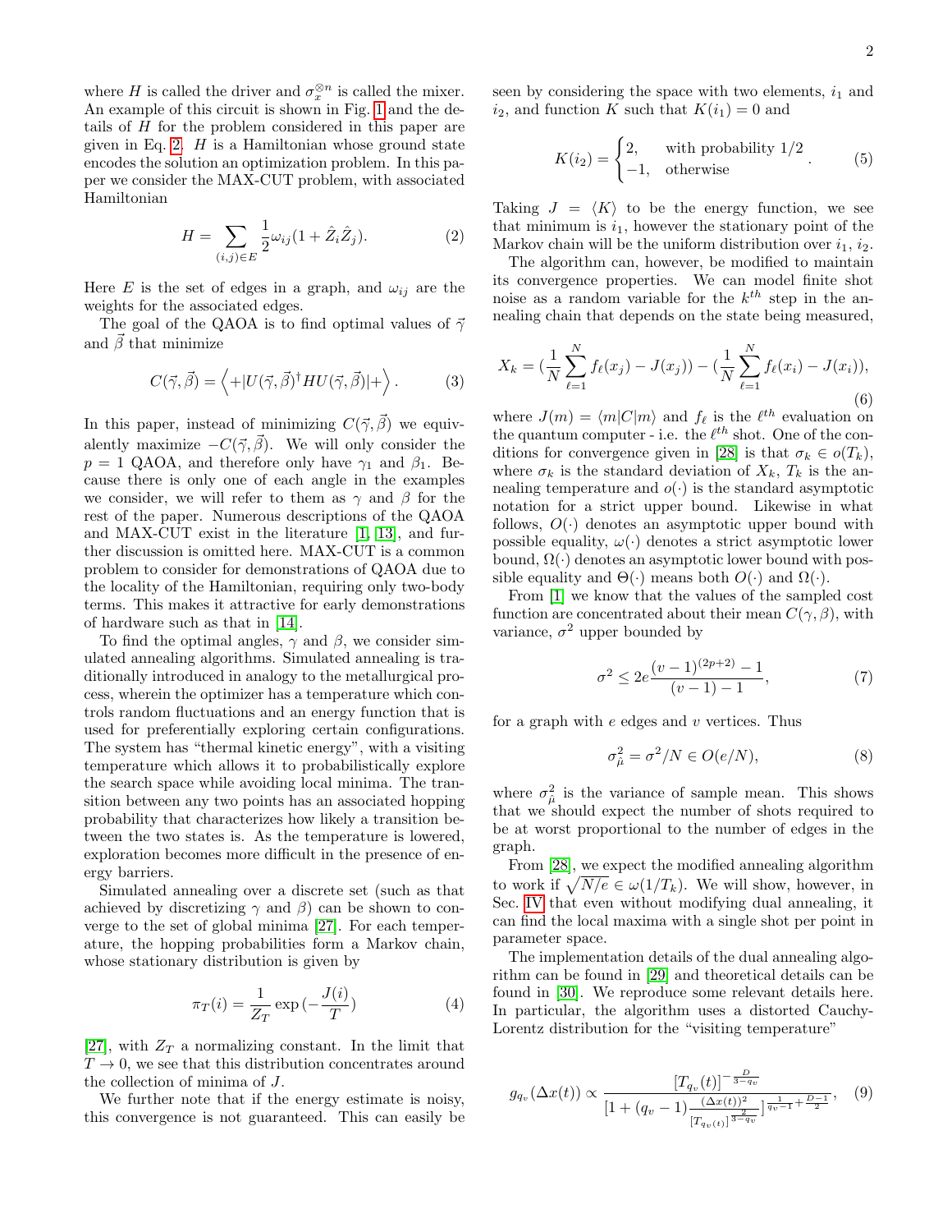where $H$ is called the driver and $\sigma_x^{\otimes n}$ is called the mixer. An example of this circuit is shown in Fig. 1 and the details of $H$ for the problem considered in this paper are given in Eq. 2. $H$ is a Hamiltonian whose ground state encodes the solution an optimization problem. In this paper we consider the MAX-CUT problem, with associated Hamiltonian

$$H = \sum_{(i,j)\in E} \frac{1}{2}\omega_{ij}(1 + \hat{Z}_i\hat{Z}_j). \tag{2}$$

Here $E$ is the set of edges in a graph, and $\omega_{ij}$ are the weights for the associated edges.

The goal of the QAOA is to find optimal values of $\vec{\gamma}$ and $\vec{\beta}$ that minimize

$$C(\vec{\gamma}, \vec{\beta}) = \left\langle +|U(\vec{\gamma}, \vec{\beta})^\dagger H U(\vec{\gamma}, \vec{\beta})|+\right\rangle. \tag{3}$$

In this paper, instead of minimizing $C(\vec{\gamma}, \vec{\beta})$ we equivalently maximize $-C(\vec{\gamma}, \vec{\beta})$. We will only consider the $p = 1$ QAOA, and therefore only have $\gamma_1$ and $\beta_1$. Because there is only one of each angle in the examples we consider, we will refer to them as $\gamma$ and $\beta$ for the rest of the paper. Numerous descriptions of the QAOA and MAX-CUT exist in the literature [1, 13], and further discussion is omitted here. MAX-CUT is a common problem to consider for demonstrations of QAOA due to the locality of the Hamiltonian, requiring only two-body terms. This makes it attractive for early demonstrations of hardware such as that in [14].

To find the optimal angles, $\gamma$ and $\beta$, we consider simulated annealing algorithms. Simulated annealing is traditionally introduced in analogy to the metallurgical process, wherein the optimizer has a temperature which controls random fluctuations and an energy function that is used for preferentially exploring certain configurations. The system has "thermal kinetic energy", with a visiting temperature which allows it to probabilistically explore the search space while avoiding local minima. The transition between any two points has an associated hopping probability that characterizes how likely a transition between the two states is. As the temperature is lowered, exploration becomes more difficult in the presence of energy barriers.

Simulated annealing over a discrete set (such as that achieved by discretizing $\gamma$ and $\beta$) can be shown to converge to the set of global minima [27]. For each temperature, the hopping probabilities form a Markov chain, whose stationary distribution is given by

$$\pi_T(i) = \frac{1}{Z_T}\exp\left(-\frac{J(i)}{T}\right) \tag{4}$$

[27], with $Z_T$ a normalizing constant. In the limit that $T \to 0$, we see that this distribution concentrates around the collection of minima of $J$.

We further note that if the energy estimate is noisy, this convergence is not guaranteed. This can easily be seen by considering the space with two elements, $i_1$ and $i_2$, and function $K$ such that $K(i_1) = 0$ and

$$K(i_2) = \begin{cases} 2, & \text{with probability } 1/2 \\ -1, & \text{otherwise} \end{cases}. \tag{5}$$

Taking $J = \langle K \rangle$ to be the energy function, we see that minimum is $i_1$, however the stationary point of the Markov chain will be the uniform distribution over $i_1$, $i_2$.

The algorithm can, however, be modified to maintain its convergence properties. We can model finite shot noise as a random variable for the $k^{th}$ step in the annealing chain that depends on the state being measured,

$$X_k = \left(\frac{1}{N}\sum_{\ell=1}^{N} f_\ell(x_j) - J(x_j)\right) - \left(\frac{1}{N}\sum_{\ell=1}^{N} f_\ell(x_i) - J(x_i)\right), \tag{6}$$

where $J(m) = \langle m|C|m\rangle$ and $f_\ell$ is the $\ell^{th}$ evaluation on the quantum computer - i.e. the $\ell^{th}$ shot. One of the conditions for convergence given in [28] is that $\sigma_k \in o(T_k)$, where $\sigma_k$ is the standard deviation of $X_k$, $T_k$ is the annealing temperature and $o(\cdot)$ is the standard asymptotic notation for a strict upper bound. Likewise in what follows, $O(\cdot)$ denotes an asymptotic upper bound with possible equality, $\omega(\cdot)$ denotes a strict asymptotic lower bound, $\Omega(\cdot)$ denotes an asymptotic lower bound with possible equality and $\Theta(\cdot)$ means both $O(\cdot)$ and $\Omega(\cdot)$.

From [1] we know that the values of the sampled cost function are concentrated about their mean $C(\gamma, \beta)$, with variance, $\sigma^2$ upper bounded by

$$\sigma^2 \leq 2e\frac{(v-1)^{(2p+2)} - 1}{(v-1) - 1}, \tag{7}$$

for a graph with $e$ edges and $v$ vertices. Thus

$$\sigma_{\hat{\mu}}^2 = \sigma^2/N \in O(e/N), \tag{8}$$

where $\sigma_{\hat{\mu}}^2$ is the variance of sample mean. This shows that we should expect the number of shots required to be at worst proportional to the number of edges in the graph.

From [28], we expect the modified annealing algorithm to work if $\sqrt{N/e} \in \omega(1/T_k)$. We will show, however, in Sec. IV that even without modifying dual annealing, it can find the local maxima with a single shot per point in parameter space.

The implementation details of the dual annealing algorithm can be found in [29] and theoretical details can be found in [30]. We reproduce some relevant details here. In particular, the algorithm uses a distorted Cauchy-Lorentz distribution for the "visiting temperature"

$$g_{q_v}(\Delta x(t)) \propto \frac{[T_{q_v}(t)]^{-\frac{D}{3-q_v}}}{[1 + (q_v - 1)\frac{(\Delta x(t))^2}{[T_{q_v}(t)]^{\frac{2}{3-q_v}}}]^{\frac{1}{q_v-1} + \frac{D-1}{2}}}, \tag{9}$$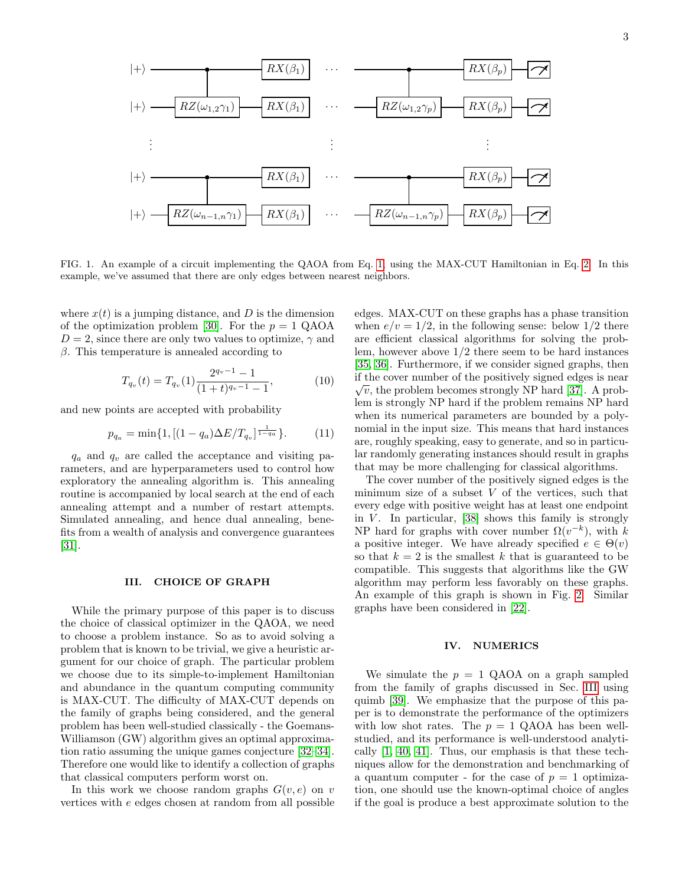FIG. 1. An example of a circuit implementing the QAOA from Eq. 1 using the MAX-CUT Hamiltonian in Eq. 2. In this example, we've assumed that there are only edges between nearest neighbors.

where $x(t)$ is a jumping distance, and $D$ is the dimension of the optimization problem [30]. For the $p = 1$ QAOA $D = 2$, since there are only two values to optimize, $\gamma$ and $\beta$. This temperature is annealed according to

$$T_{q_v}(t) = T_{q_v}(1)\frac{2^{q_v-1}-1}{(1+t)^{q_v-1}-1}, \tag{10}$$

and new points are accepted with probability

$$p_{q_a} = \min\{1, [(1-q_a)\Delta E/T_{q_v}]^{\frac{1}{1-q_a}}\}. \tag{11}$$

$q_a$ and $q_v$ are called the acceptance and visiting parameters, and are hyperparameters used to control how exploratory the annealing algorithm is. This annealing routine is accompanied by local search at the end of each annealing attempt and a number of restart attempts. Simulated annealing, and hence dual annealing, benefits from a wealth of analysis and convergence guarantees [31].

## III. CHOICE OF GRAPH

While the primary purpose of this paper is to discuss the choice of classical optimizer in the QAOA, we need to choose a problem instance. So as to avoid solving a problem that is known to be trivial, we give a heuristic argument for our choice of graph. The particular problem we choose due to its simple-to-implement Hamiltonian and abundance in the quantum computing community is MAX-CUT. The difficulty of MAX-CUT depends on the family of graphs being considered, and the general problem has been well-studied classically - the Goemans-Williamson (GW) algorithm gives an optimal approximation ratio assuming the unique games conjecture [32–34]. Therefore one would like to identify a collection of graphs that classical computers perform worst on.

In this work we choose random graphs $G(v, e)$ on $v$ vertices with $e$ edges chosen at random from all possible edges. MAX-CUT on these graphs has a phase transition when $e/v = 1/2$, in the following sense: below $1/2$ there are efficient classical algorithms for solving the problem, however above $1/2$ there seem to be hard instances [35, 36]. Furthermore, if we consider signed graphs, then if the cover number of the positively signed edges is near $\sqrt{v}$, the problem becomes strongly NP hard [37]. A problem is strongly NP hard if the problem remains NP hard when its numerical parameters are bounded by a polynomial in the input size. This means that hard instances are, roughly speaking, easy to generate, and so in particular randomly generating instances should result in graphs that may be more challenging for classical algorithms.

The cover number of the positively signed edges is the minimum size of a subset $V$ of the vertices, such that every edge with positive weight has at least one endpoint in $V$. In particular, [38] shows this family is strongly NP hard for graphs with cover number $\Omega(v^{-k})$, with $k$ a positive integer. We have already specified $e \in \Theta(v)$ so that $k = 2$ is the smallest $k$ that is guaranteed to be compatible. This suggests that algorithms like the GW algorithm may perform less favorably on these graphs. An example of this graph is shown in Fig. 2. Similar graphs have been considered in [22].

## IV. NUMERICS

We simulate the $p = 1$ QAOA on a graph sampled from the family of graphs discussed in Sec. III using quimb [39]. We emphasize that the purpose of this paper is to demonstrate the performance of the optimizers with low shot rates. The $p = 1$ QAOA has been well-studied, and its performance is well-understood analytically [1, 40, 41]. Thus, our emphasis is that these techniques allow for the demonstration and benchmarking of a quantum computer - for the case of $p = 1$ optimization, one should use the known-optimal choice of angles if the goal is produce a best approximate solution to the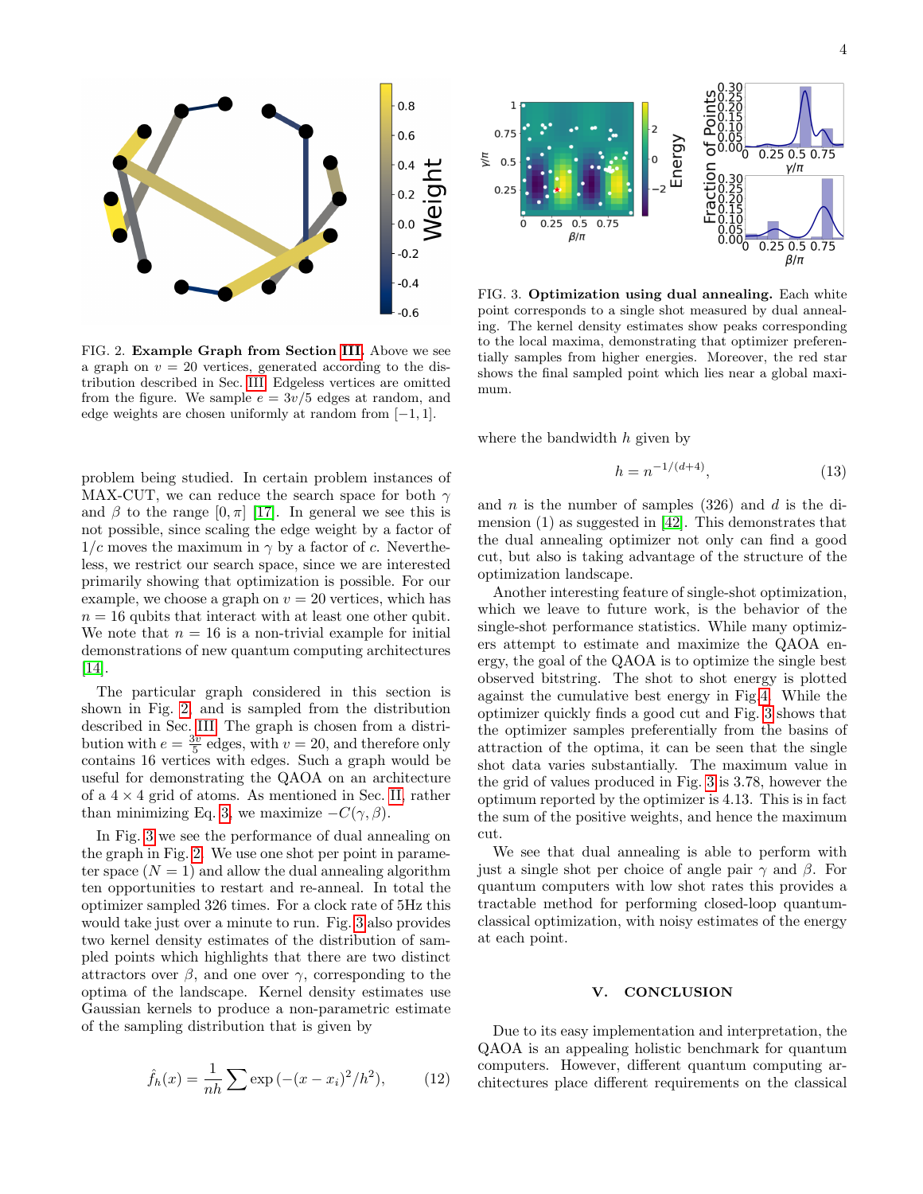FIG. 2. **Example Graph from Section III.** Above we see a graph on $v = 20$ vertices, generated according to the distribution described in Sec. III. Edgeless vertices are omitted from the figure. We sample $e = 3v/5$ edges at random, and edge weights are chosen uniformly at random from $[-1, 1]$.

problem being studied. In certain problem instances of MAX-CUT, we can reduce the search space for both $\gamma$ and $\beta$ to the range $[0, \pi]$ [17]. In general we see this is not possible, since scaling the edge weight by a factor of $1/c$ moves the maximum in $\gamma$ by a factor of $c$. Nevertheless, we restrict our search space, since we are interested primarily showing that optimization is possible. For our example, we choose a graph on $v = 20$ vertices, which has $n = 16$ qubits that interact with at least one other qubit. We note that $n = 16$ is a non-trivial example for initial demonstrations of new quantum computing architectures [14].

The particular graph considered in this section is shown in Fig. 2, and is sampled from the distribution described in Sec. III. The graph is chosen from a distribution with $e = \frac{3v}{5}$ edges, with $v = 20$, and therefore only contains 16 vertices with edges. Such a graph would be useful for demonstrating the QAOA on an architecture of a $4 \times 4$ grid of atoms. As mentioned in Sec. II, rather than minimizing Eq. 3, we maximize $-C(\gamma, \beta)$.

In Fig. 3 we see the performance of dual annealing on the graph in Fig. 2. We use one shot per point in parameter space ($N = 1$) and allow the dual annealing algorithm ten opportunities to restart and re-anneal. In total the optimizer sampled 326 times. For a clock rate of 5Hz this would take just over a minute to run. Fig. 3 also provides two kernel density estimates of the distribution of sampled points which highlights that there are two distinct attractors over $\beta$, and one over $\gamma$, corresponding to the optima of the landscape. Kernel density estimates use Gaussian kernels to produce a non-parametric estimate of the sampling distribution that is given by

$$\hat{f}_h(x) = \frac{1}{nh} \sum \exp\left(-(x - x_i)^2/h^2\right), \tag{12}$$

FIG. 3. **Optimization using dual annealing.** Each white point corresponds to a single shot measured by dual annealing. The kernel density estimates show peaks corresponding to the local maxima, demonstrating that optimizer preferentially samples from higher energies. Moreover, the red star shows the final sampled point which lies near a global maximum.

where the bandwidth $h$ given by

$$h = n^{-1/(d+4)}, \tag{13}$$

and $n$ is the number of samples (326) and $d$ is the dimension (1) as suggested in [42]. This demonstrates that the dual annealing optimizer not only can find a good cut, but also is taking advantage of the structure of the optimization landscape.

Another interesting feature of single-shot optimization, which we leave to future work, is the behavior of the single-shot performance statistics. While many optimizers attempt to estimate and maximize the QAOA energy, the goal of the QAOA is to optimize the single best observed bitstring. The shot to shot energy is plotted against the cumulative best energy in Fig 4. While the optimizer quickly finds a good cut and Fig. 3 shows that the optimizer samples preferentially from the basins of attraction of the optima, it can be seen that the single shot data varies substantially. The maximum value in the grid of values produced in Fig. 3 is 3.78, however the optimum reported by the optimizer is 4.13. This is in fact the sum of the positive weights, and hence the maximum cut.

We see that dual annealing is able to perform with just a single shot per choice of angle pair $\gamma$ and $\beta$. For quantum computers with low shot rates this provides a tractable method for performing closed-loop quantum-classical optimization, with noisy estimates of the energy at each point.

## V. CONCLUSION

Due to its easy implementation and interpretation, the QAOA is an appealing holistic benchmark for quantum computers. However, different quantum computing architectures place different requirements on the classical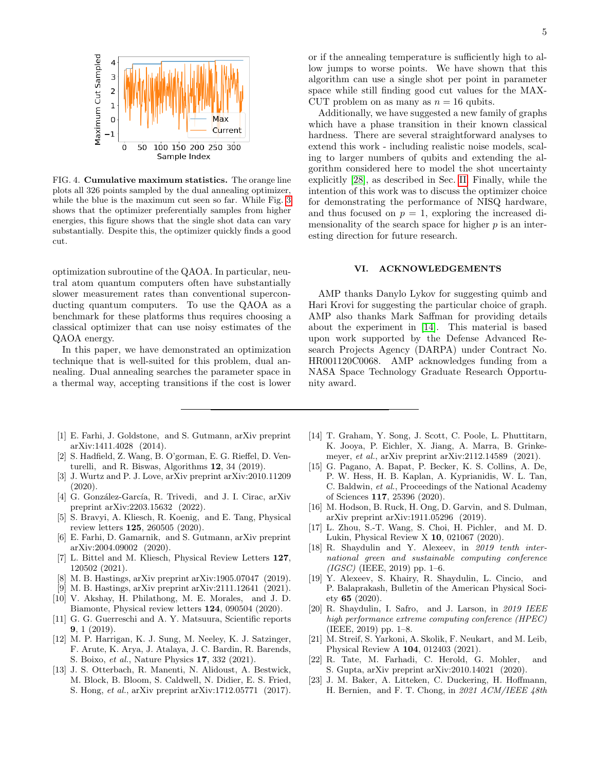FIG. 4. **Cumulative maximum statistics.** The orange line plots all 326 points sampled by the dual annealing optimizer, while the blue is the maximum cut seen so far. While Fig. 3 shows that the optimizer preferentially samples from higher energies, this figure shows that the single shot data can vary substantially. Despite this, the optimizer quickly finds a good cut.

optimization subroutine of the QAOA. In particular, neutral atom quantum computers often have substantially slower measurement rates than conventional superconducting quantum computers. To use the QAOA as a benchmark for these platforms thus requires choosing a classical optimizer that can use noisy estimates of the QAOA energy.

In this paper, we have demonstrated an optimization technique that is well-suited for this problem, dual annealing. Dual annealing searches the parameter space in a thermal way, accepting transitions if the cost is lower or if the annealing temperature is sufficiently high to allow jumps to worse points. We have shown that this algorithm can use a single shot per point in parameter space while still finding good cut values for the MAX-CUT problem on as many as $n = 16$ qubits.

Additionally, we have suggested a new family of graphs which have a phase transition in their known classical hardness. There are several straightforward analyses to extend this work - including realistic noise models, scaling to larger numbers of qubits and extending the algorithm considered here to model the shot uncertainty explicitly [28], as described in Sec. II. Finally, while the intention of this work was to discuss the optimizer choice for demonstrating the performance of NISQ hardware, and thus focused on $p = 1$, exploring the increased dimensionality of the search space for higher $p$ is an interesting direction for future research.

## VI. ACKNOWLEDGEMENTS

AMP thanks Danylo Lykov for suggesting quimb and Hari Krovi for suggesting the particular choice of graph. AMP also thanks Mark Saffman for providing details about the experiment in [14]. This material is based upon work supported by the Defense Advanced Research Projects Agency (DARPA) under Contract No. HR001120C0068. AMP acknowledges funding from a NASA Space Technology Graduate Research Opportunity award.

---

[1] E. Farhi, J. Goldstone, and S. Gutmann, arXiv preprint arXiv:1411.4028 (2014).

[2] S. Hadfield, Z. Wang, B. O'gorman, E. G. Rieffel, D. Venturelli, and R. Biswas, Algorithms **12**, 34 (2019).

[3] J. Wurtz and P. J. Love, arXiv preprint arXiv:2010.11209 (2020).

[4] G. González-García, R. Trivedi, and J. I. Cirac, arXiv preprint arXiv:2203.15632 (2022).

[5] S. Bravyi, A. Kliesch, R. Koenig, and E. Tang, Physical review letters **125**, 260505 (2020).

[6] E. Farhi, D. Gamarnik, and S. Gutmann, arXiv preprint arXiv:2004.09002 (2020).

[7] L. Bittel and M. Kliesch, Physical Review Letters **127**, 120502 (2021).

[8] M. B. Hastings, arXiv preprint arXiv:1905.07047 (2019).

[9] M. B. Hastings, arXiv preprint arXiv:2111.12641 (2021).

[10] V. Akshay, H. Philathong, M. E. Morales, and J. D. Biamonte, Physical review letters **124**, 090504 (2020).

[11] G. G. Guerreschi and A. Y. Matsuura, Scientific reports **9**, 1 (2019).

[12] M. P. Harrigan, K. J. Sung, M. Neeley, K. J. Satzinger, F. Arute, K. Arya, J. Atalaya, J. C. Bardin, R. Barends, S. Boixo, *et al.*, Nature Physics **17**, 332 (2021).

[13] J. S. Otterbach, R. Manenti, N. Alidoust, A. Bestwick, M. Block, B. Bloom, S. Caldwell, N. Didier, E. S. Fried, S. Hong, *et al.*, arXiv preprint arXiv:1712.05771 (2017).

[14] T. Graham, Y. Song, J. Scott, C. Poole, L. Phuttitarn, K. Jooya, P. Eichler, X. Jiang, A. Marra, B. Grinkemeyer, *et al.*, arXiv preprint arXiv:2112.14589 (2021).

[15] G. Pagano, A. Bapat, P. Becker, K. S. Collins, A. De, P. W. Hess, H. B. Kaplan, A. Kyprianidis, W. L. Tan, C. Baldwin, *et al.*, Proceedings of the National Academy of Sciences **117**, 25396 (2020).

[16] M. Hodson, B. Ruck, H. Ong, D. Garvin, and S. Dulman, arXiv preprint arXiv:1911.05296 (2019).

[17] L. Zhou, S.-T. Wang, S. Choi, H. Pichler, and M. D. Lukin, Physical Review X **10**, 021067 (2020).

[18] R. Shaydulin and Y. Alexeev, in *2019 tenth international green and sustainable computing conference (IGSC)* (IEEE, 2019) pp. 1–6.

[19] Y. Alexeev, S. Khairy, R. Shaydulin, L. Cincio, and P. Balaprakash, Bulletin of the American Physical Society **65** (2020).

[20] R. Shaydulin, I. Safro, and J. Larson, in *2019 IEEE high performance extreme computing conference (HPEC)* (IEEE, 2019) pp. 1–8.

[21] M. Streif, S. Yarkoni, A. Skolik, F. Neukart, and M. Leib, Physical Review A **104**, 012403 (2021).

[22] R. Tate, M. Farhadi, C. Herold, G. Mohler, and S. Gupta, arXiv preprint arXiv:2010.14021 (2020).

[23] J. M. Baker, A. Litteken, C. Duckering, H. Hoffmann, H. Bernien, and F. T. Chong, in *2021 ACM/IEEE 48th*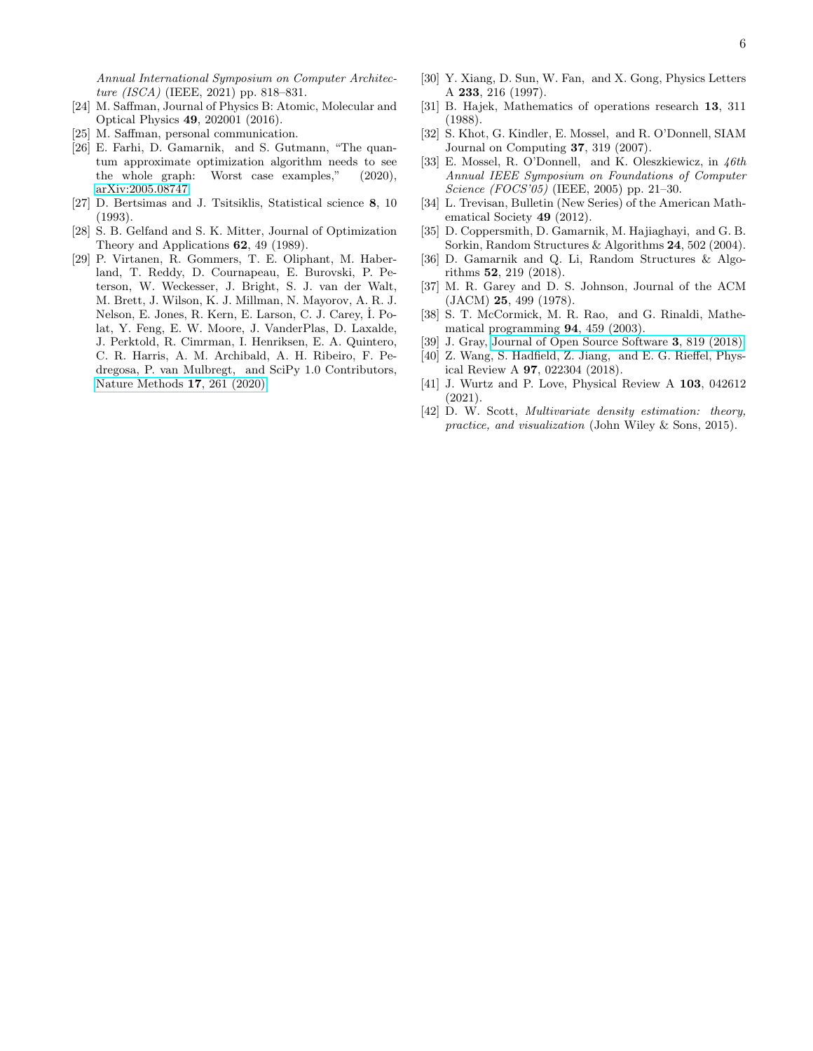*Annual International Symposium on Computer Architecture (ISCA)* (IEEE, 2021) pp. 818–831.

[24] M. Saffman, Journal of Physics B: Atomic, Molecular and Optical Physics **49**, 202001 (2016).

[25] M. Saffman, personal communication.

[26] E. Farhi, D. Gamarnik, and S. Gutmann, "The quantum approximate optimization algorithm needs to see the whole graph: Worst case examples," (2020), arXiv:2005.08747.

[27] D. Bertsimas and J. Tsitsiklis, Statistical science **8**, 10 (1993).

[28] S. B. Gelfand and S. K. Mitter, Journal of Optimization Theory and Applications **62**, 49 (1989).

[29] P. Virtanen, R. Gommers, T. E. Oliphant, M. Haberland, T. Reddy, D. Cournapeau, E. Burovski, P. Peterson, W. Weckesser, J. Bright, S. J. van der Walt, M. Brett, J. Wilson, K. J. Millman, N. Mayorov, A. R. J. Nelson, E. Jones, R. Kern, E. Larson, C. J. Carey, İ. Polat, Y. Feng, E. W. Moore, J. VanderPlas, D. Laxalde, J. Perktold, R. Cimrman, I. Henriksen, E. A. Quintero, C. R. Harris, A. M. Archibald, A. H. Ribeiro, F. Pedregosa, P. van Mulbregt, and SciPy 1.0 Contributors, Nature Methods **17**, 261 (2020).

[30] Y. Xiang, D. Sun, W. Fan, and X. Gong, Physics Letters A **233**, 216 (1997).

[31] B. Hajek, Mathematics of operations research **13**, 311 (1988).

[32] S. Khot, G. Kindler, E. Mossel, and R. O'Donnell, SIAM Journal on Computing **37**, 319 (2007).

[33] E. Mossel, R. O'Donnell, and K. Oleszkiewicz, in *46th Annual IEEE Symposium on Foundations of Computer Science (FOCS'05)* (IEEE, 2005) pp. 21–30.

[34] L. Trevisan, Bulletin (New Series) of the American Mathematical Society **49** (2012).

[35] D. Coppersmith, D. Gamarnik, M. Hajiaghayi, and G. B. Sorkin, Random Structures & Algorithms **24**, 502 (2004).

[36] D. Gamarnik and Q. Li, Random Structures & Algorithms **52**, 219 (2018).

[37] M. R. Garey and D. S. Johnson, Journal of the ACM (JACM) **25**, 499 (1978).

[38] S. T. McCormick, M. R. Rao, and G. Rinaldi, Mathematical programming **94**, 459 (2003).

[39] J. Gray, Journal of Open Source Software **3**, 819 (2018).

[40] Z. Wang, S. Hadfield, Z. Jiang, and E. G. Rieffel, Physical Review A **97**, 022304 (2018).

[41] J. Wurtz and P. Love, Physical Review A **103**, 042612 (2021).

[42] D. W. Scott, *Multivariate density estimation: theory, practice, and visualization* (John Wiley & Sons, 2015).